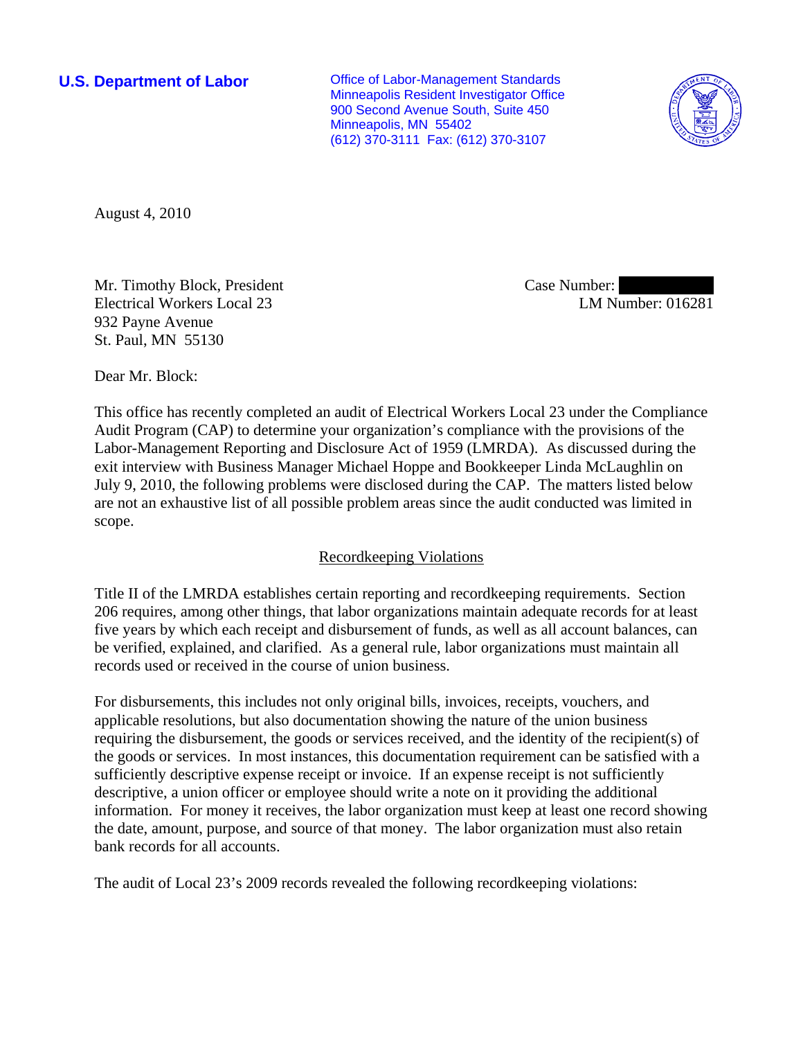**U.S. Department of Labor**

Office of Labor-Management Standards
Minneapolis Resident Investigator Office
900 Second Avenue South, Suite 450
Minneapolis, MN 55402
(612) 370-3111 Fax: (612) 370-3107

August 4, 2010

Mr. Timothy Block, President
Electrical Workers Local 23
932 Payne Avenue
St. Paul, MN 55130

Case Number: [redacted]
LM Number: 016281

Dear Mr. Block:

This office has recently completed an audit of Electrical Workers Local 23 under the Compliance Audit Program (CAP) to determine your organization's compliance with the provisions of the Labor-Management Reporting and Disclosure Act of 1959 (LMRDA). As discussed during the exit interview with Business Manager Michael Hoppe and Bookkeeper Linda McLaughlin on July 9, 2010, the following problems were disclosed during the CAP. The matters listed below are not an exhaustive list of all possible problem areas since the audit conducted was limited in scope.

## Recordkeeping Violations

Title II of the LMRDA establishes certain reporting and recordkeeping requirements. Section 206 requires, among other things, that labor organizations maintain adequate records for at least five years by which each receipt and disbursement of funds, as well as all account balances, can be verified, explained, and clarified. As a general rule, labor organizations must maintain all records used or received in the course of union business.

For disbursements, this includes not only original bills, invoices, receipts, vouchers, and applicable resolutions, but also documentation showing the nature of the union business requiring the disbursement, the goods or services received, and the identity of the recipient(s) of the goods or services. In most instances, this documentation requirement can be satisfied with a sufficiently descriptive expense receipt or invoice. If an expense receipt is not sufficiently descriptive, a union officer or employee should write a note on it providing the additional information. For money it receives, the labor organization must keep at least one record showing the date, amount, purpose, and source of that money. The labor organization must also retain bank records for all accounts.

The audit of Local 23's 2009 records revealed the following recordkeeping violations: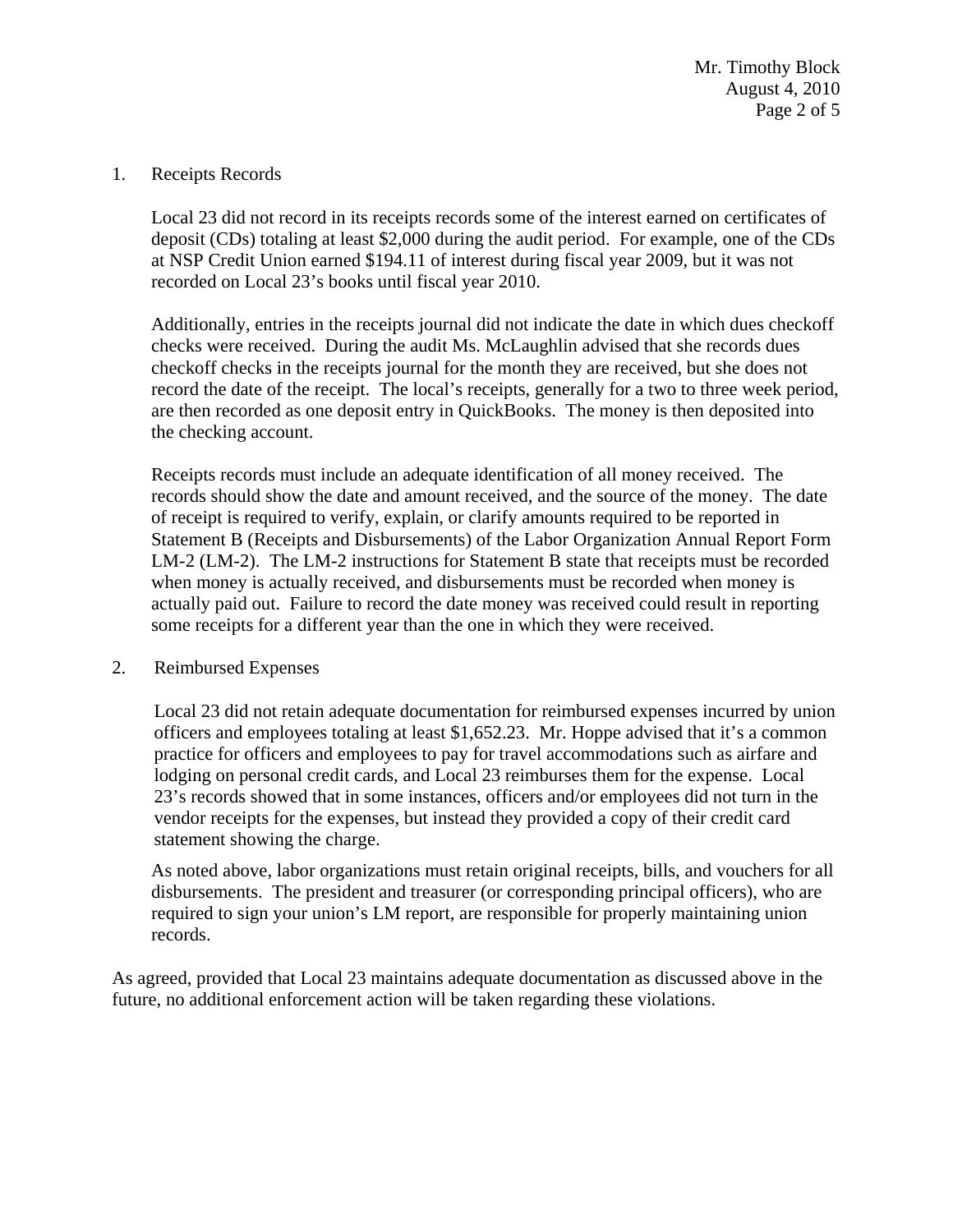1. Receipts Records

   Local 23 did not record in its receipts records some of the interest earned on certificates of deposit (CDs) totaling at least $2,000 during the audit period. For example, one of the CDs at NSP Credit Union earned $194.11 of interest during fiscal year 2009, but it was not recorded on Local 23's books until fiscal year 2010.

   Additionally, entries in the receipts journal did not indicate the date in which dues checkoff checks were received. During the audit Ms. McLaughlin advised that she records dues checkoff checks in the receipts journal for the month they are received, but she does not record the date of the receipt. The local's receipts, generally for a two to three week period, are then recorded as one deposit entry in QuickBooks. The money is then deposited into the checking account.

   Receipts records must include an adequate identification of all money received. The records should show the date and amount received, and the source of the money. The date of receipt is required to verify, explain, or clarify amounts required to be reported in Statement B (Receipts and Disbursements) of the Labor Organization Annual Report Form LM-2 (LM-2). The LM-2 instructions for Statement B state that receipts must be recorded when money is actually received, and disbursements must be recorded when money is actually paid out. Failure to record the date money was received could result in reporting some receipts for a different year than the one in which they were received.

2. Reimbursed Expenses

   Local 23 did not retain adequate documentation for reimbursed expenses incurred by union officers and employees totaling at least $1,652.23. Mr. Hoppe advised that it's a common practice for officers and employees to pay for travel accommodations such as airfare and lodging on personal credit cards, and Local 23 reimburses them for the expense. Local 23's records showed that in some instances, officers and/or employees did not turn in the vendor receipts for the expenses, but instead they provided a copy of their credit card statement showing the charge.

   As noted above, labor organizations must retain original receipts, bills, and vouchers for all disbursements. The president and treasurer (or corresponding principal officers), who are required to sign your union's LM report, are responsible for properly maintaining union records.

As agreed, provided that Local 23 maintains adequate documentation as discussed above in the future, no additional enforcement action will be taken regarding these violations.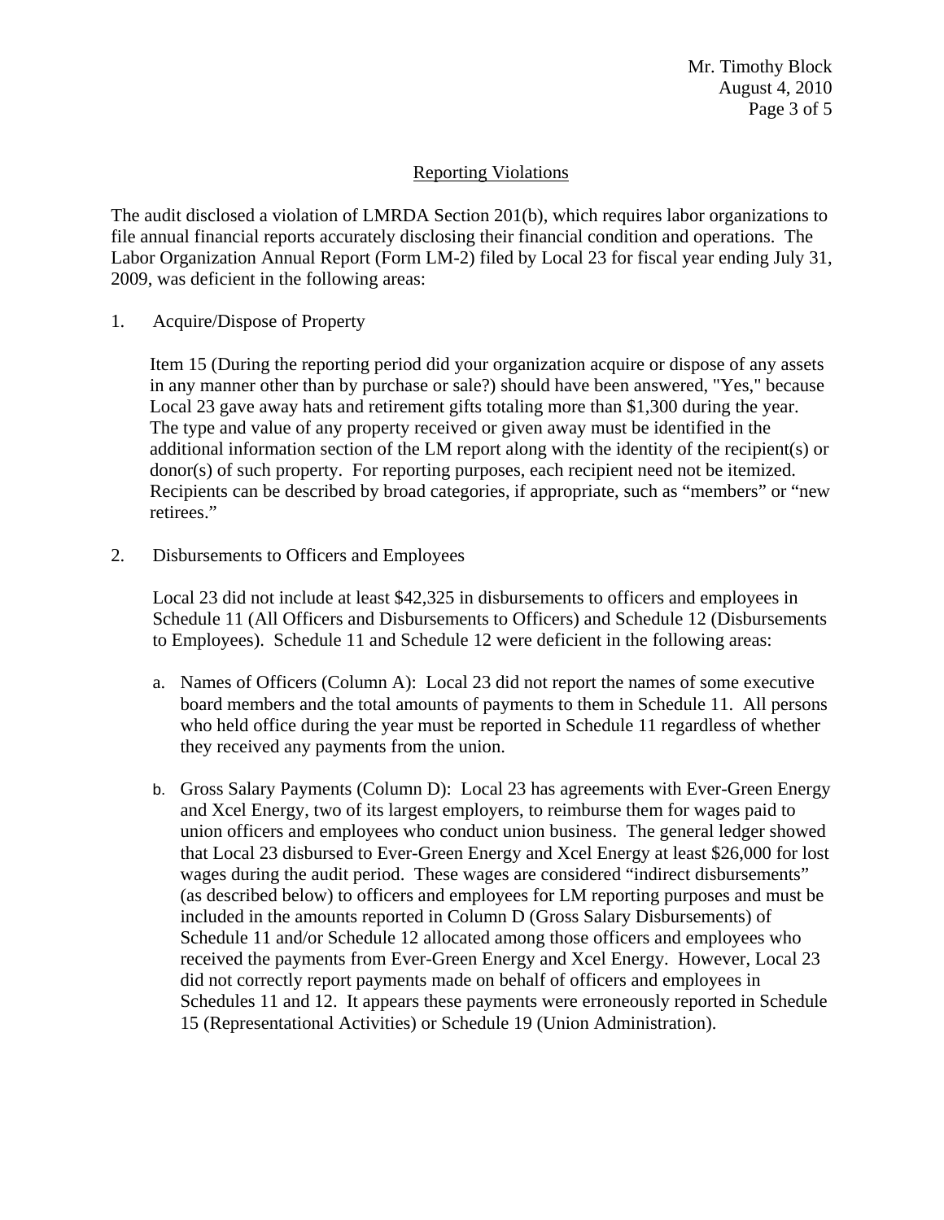## Reporting Violations

The audit disclosed a violation of LMRDA Section 201(b), which requires labor organizations to file annual financial reports accurately disclosing their financial condition and operations. The Labor Organization Annual Report (Form LM-2) filed by Local 23 for fiscal year ending July 31, 2009, was deficient in the following areas:

1. Acquire/Dispose of Property

   Item 15 (During the reporting period did your organization acquire or dispose of any assets in any manner other than by purchase or sale?) should have been answered, "Yes," because Local 23 gave away hats and retirement gifts totaling more than $1,300 during the year. The type and value of any property received or given away must be identified in the additional information section of the LM report along with the identity of the recipient(s) or donor(s) of such property. For reporting purposes, each recipient need not be itemized. Recipients can be described by broad categories, if appropriate, such as "members" or "new retirees."

2. Disbursements to Officers and Employees

   Local 23 did not include at least $42,325 in disbursements to officers and employees in Schedule 11 (All Officers and Disbursements to Officers) and Schedule 12 (Disbursements to Employees). Schedule 11 and Schedule 12 were deficient in the following areas:

   a. Names of Officers (Column A): Local 23 did not report the names of some executive board members and the total amounts of payments to them in Schedule 11. All persons who held office during the year must be reported in Schedule 11 regardless of whether they received any payments from the union.

   b. Gross Salary Payments (Column D): Local 23 has agreements with Ever-Green Energy and Xcel Energy, two of its largest employers, to reimburse them for wages paid to union officers and employees who conduct union business. The general ledger showed that Local 23 disbursed to Ever-Green Energy and Xcel Energy at least $26,000 for lost wages during the audit period. These wages are considered "indirect disbursements" (as described below) to officers and employees for LM reporting purposes and must be included in the amounts reported in Column D (Gross Salary Disbursements) of Schedule 11 and/or Schedule 12 allocated among those officers and employees who received the payments from Ever-Green Energy and Xcel Energy. However, Local 23 did not correctly report payments made on behalf of officers and employees in Schedules 11 and 12. It appears these payments were erroneously reported in Schedule 15 (Representational Activities) or Schedule 19 (Union Administration).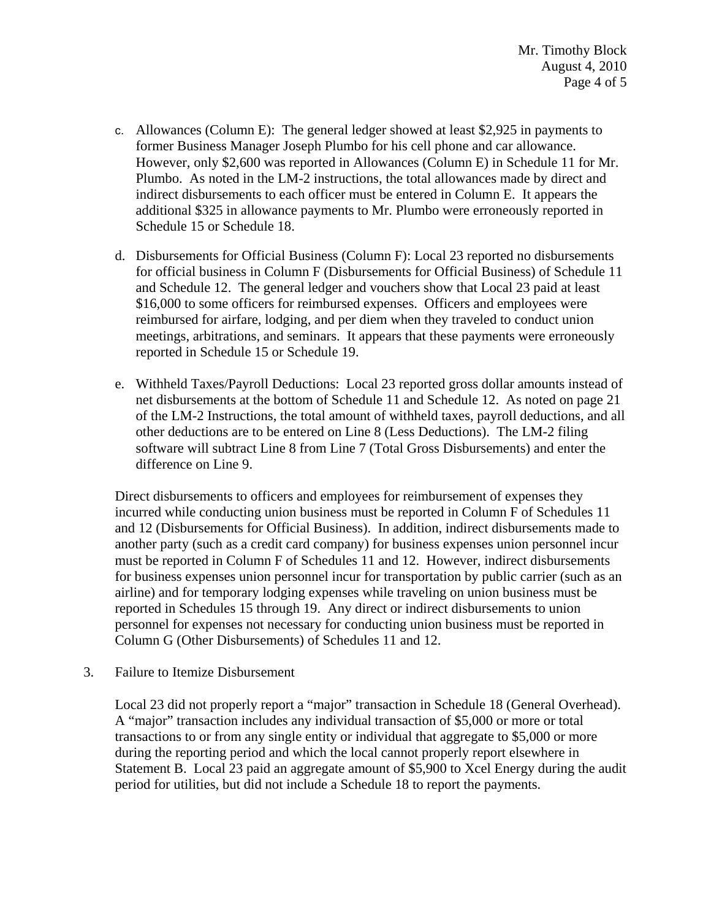c. Allowances (Column E): The general ledger showed at least $2,925 in payments to former Business Manager Joseph Plumbo for his cell phone and car allowance. However, only $2,600 was reported in Allowances (Column E) in Schedule 11 for Mr. Plumbo. As noted in the LM-2 instructions, the total allowances made by direct and indirect disbursements to each officer must be entered in Column E. It appears the additional $325 in allowance payments to Mr. Plumbo were erroneously reported in Schedule 15 or Schedule 18.

d. Disbursements for Official Business (Column F): Local 23 reported no disbursements for official business in Column F (Disbursements for Official Business) of Schedule 11 and Schedule 12. The general ledger and vouchers show that Local 23 paid at least $16,000 to some officers for reimbursed expenses. Officers and employees were reimbursed for airfare, lodging, and per diem when they traveled to conduct union meetings, arbitrations, and seminars. It appears that these payments were erroneously reported in Schedule 15 or Schedule 19.

e. Withheld Taxes/Payroll Deductions: Local 23 reported gross dollar amounts instead of net disbursements at the bottom of Schedule 11 and Schedule 12. As noted on page 21 of the LM-2 Instructions, the total amount of withheld taxes, payroll deductions, and all other deductions are to be entered on Line 8 (Less Deductions). The LM-2 filing software will subtract Line 8 from Line 7 (Total Gross Disbursements) and enter the difference on Line 9.

Direct disbursements to officers and employees for reimbursement of expenses they incurred while conducting union business must be reported in Column F of Schedules 11 and 12 (Disbursements for Official Business). In addition, indirect disbursements made to another party (such as a credit card company) for business expenses union personnel incur must be reported in Column F of Schedules 11 and 12. However, indirect disbursements for business expenses union personnel incur for transportation by public carrier (such as an airline) and for temporary lodging expenses while traveling on union business must be reported in Schedules 15 through 19. Any direct or indirect disbursements to union personnel for expenses not necessary for conducting union business must be reported in Column G (Other Disbursements) of Schedules 11 and 12.

3. Failure to Itemize Disbursement

Local 23 did not properly report a "major" transaction in Schedule 18 (General Overhead). A "major" transaction includes any individual transaction of $5,000 or more or total transactions to or from any single entity or individual that aggregate to $5,000 or more during the reporting period and which the local cannot properly report elsewhere in Statement B. Local 23 paid an aggregate amount of $5,900 to Xcel Energy during the audit period for utilities, but did not include a Schedule 18 to report the payments.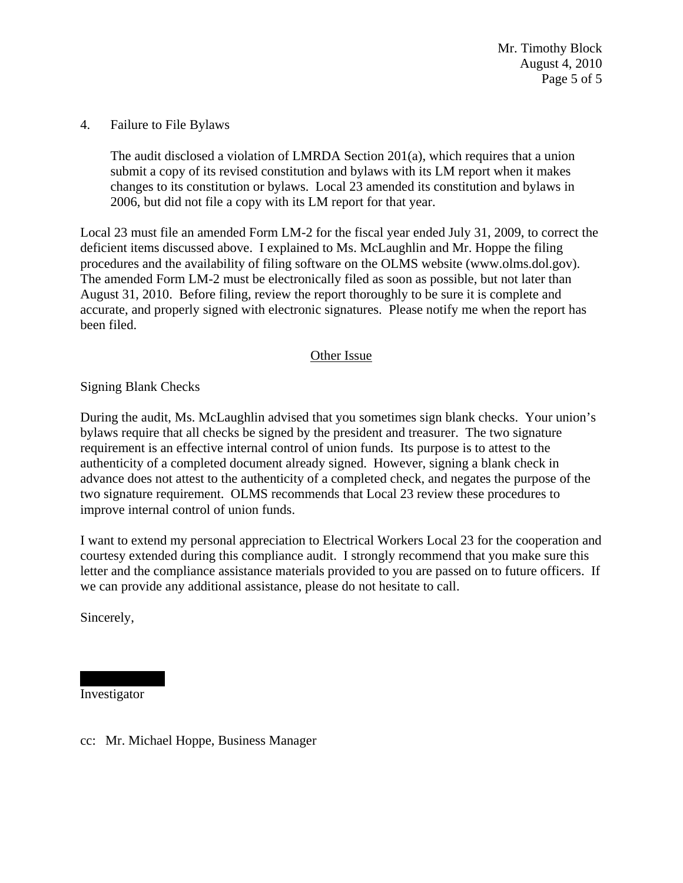4. Failure to File Bylaws

   The audit disclosed a violation of LMRDA Section 201(a), which requires that a union submit a copy of its revised constitution and bylaws with its LM report when it makes changes to its constitution or bylaws. Local 23 amended its constitution and bylaws in 2006, but did not file a copy with its LM report for that year.

Local 23 must file an amended Form LM-2 for the fiscal year ended July 31, 2009, to correct the deficient items discussed above. I explained to Ms. McLaughlin and Mr. Hoppe the filing procedures and the availability of filing software on the OLMS website (www.olms.dol.gov). The amended Form LM-2 must be electronically filed as soon as possible, but not later than August 31, 2010. Before filing, review the report thoroughly to be sure it is complete and accurate, and properly signed with electronic signatures. Please notify me when the report has been filed.

## Other Issue

Signing Blank Checks

During the audit, Ms. McLaughlin advised that you sometimes sign blank checks. Your union's bylaws require that all checks be signed by the president and treasurer. The two signature requirement is an effective internal control of union funds. Its purpose is to attest to the authenticity of a completed document already signed. However, signing a blank check in advance does not attest to the authenticity of a completed check, and negates the purpose of the two signature requirement. OLMS recommends that Local 23 review these procedures to improve internal control of union funds.

I want to extend my personal appreciation to Electrical Workers Local 23 for the cooperation and courtesy extended during this compliance audit. I strongly recommend that you make sure this letter and the compliance assistance materials provided to you are passed on to future officers. If we can provide any additional assistance, please do not hesitate to call.

Sincerely,

Investigator

cc: Mr. Michael Hoppe, Business Manager